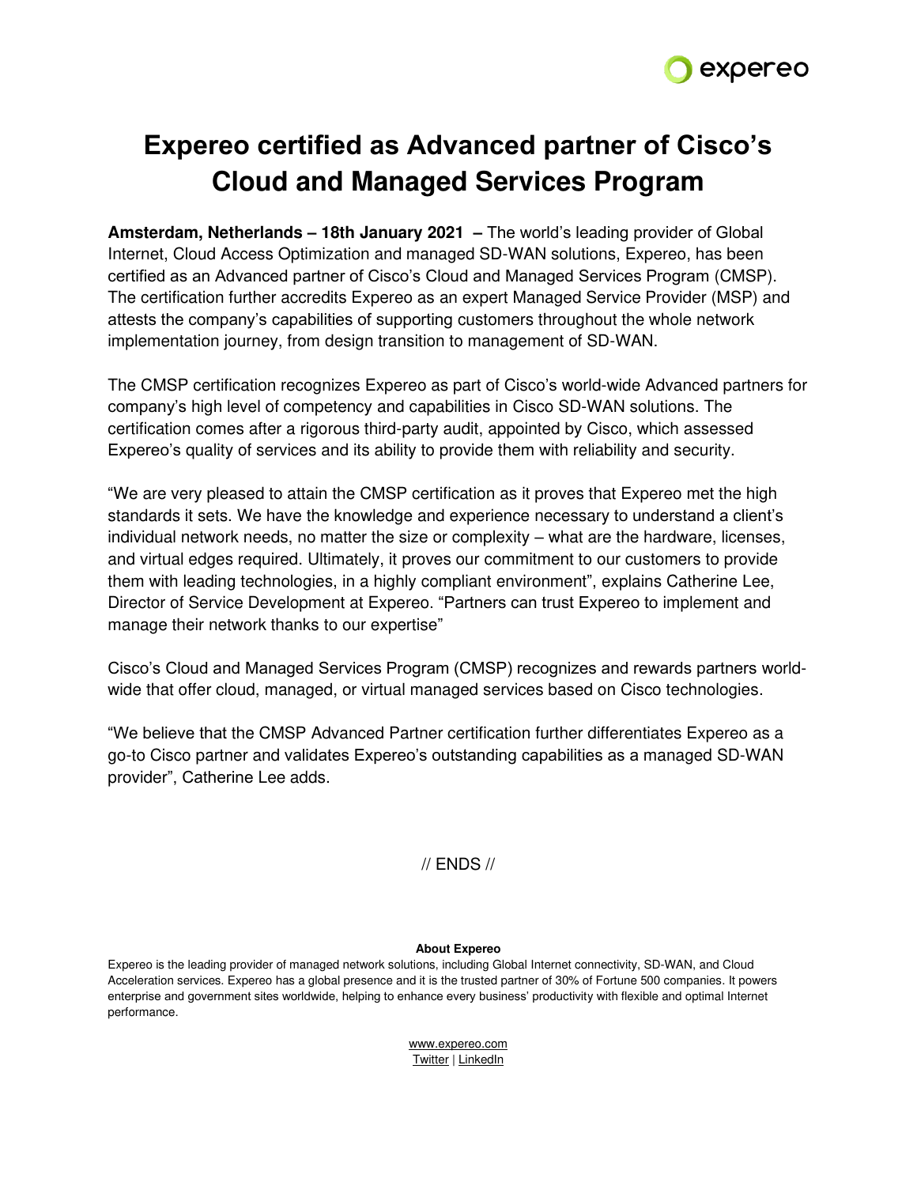# Expereo certified as Advanced partner of Cisco's Cloud and Managed Services Program

**Amsterdam, Netherlands – 18th January 2021 –** The world's leading provider of Global Internet, Cloud Access Optimization and managed SD-WAN solutions, Expereo, has been certified as an Advanced partner of Cisco's Cloud and Managed Services Program (CMSP). The certification further accredits Expereo as an expert Managed Service Provider (MSP) and attests the company's capabilities of supporting customers throughout the whole network implementation journey, from design transition to management of SD-WAN.

The CMSP certification recognizes Expereo as part of Cisco's world-wide Advanced partners for company's high level of competency and capabilities in Cisco SD-WAN solutions. The certification comes after a rigorous third-party audit, appointed by Cisco, which assessed Expereo's quality of services and its ability to provide them with reliability and security.

"We are very pleased to attain the CMSP certification as it proves that Expereo met the high standards it sets. We have the knowledge and experience necessary to understand a client's individual network needs, no matter the size or complexity – what are the hardware, licenses, and virtual edges required. Ultimately, it proves our commitment to our customers to provide them with leading technologies, in a highly compliant environment", explains Catherine Lee, Director of Service Development at Expereo. "Partners can trust Expereo to implement and manage their network thanks to our expertise"

Cisco's Cloud and Managed Services Program (CMSP) recognizes and rewards partners world-wide that offer cloud, managed, or virtual managed services based on Cisco technologies.

"We believe that the CMSP Advanced Partner certification further differentiates Expereo as a go-to Cisco partner and validates Expereo's outstanding capabilities as a managed SD-WAN provider", Catherine Lee adds.

// ENDS //

**About Expereo**

Expereo is the leading provider of managed network solutions, including Global Internet connectivity, SD-WAN, and Cloud Acceleration services. Expereo has a global presence and it is the trusted partner of 30% of Fortune 500 companies. It powers enterprise and government sites worldwide, helping to enhance every business' productivity with flexible and optimal Internet performance.

www.expereo.com
Twitter | LinkedIn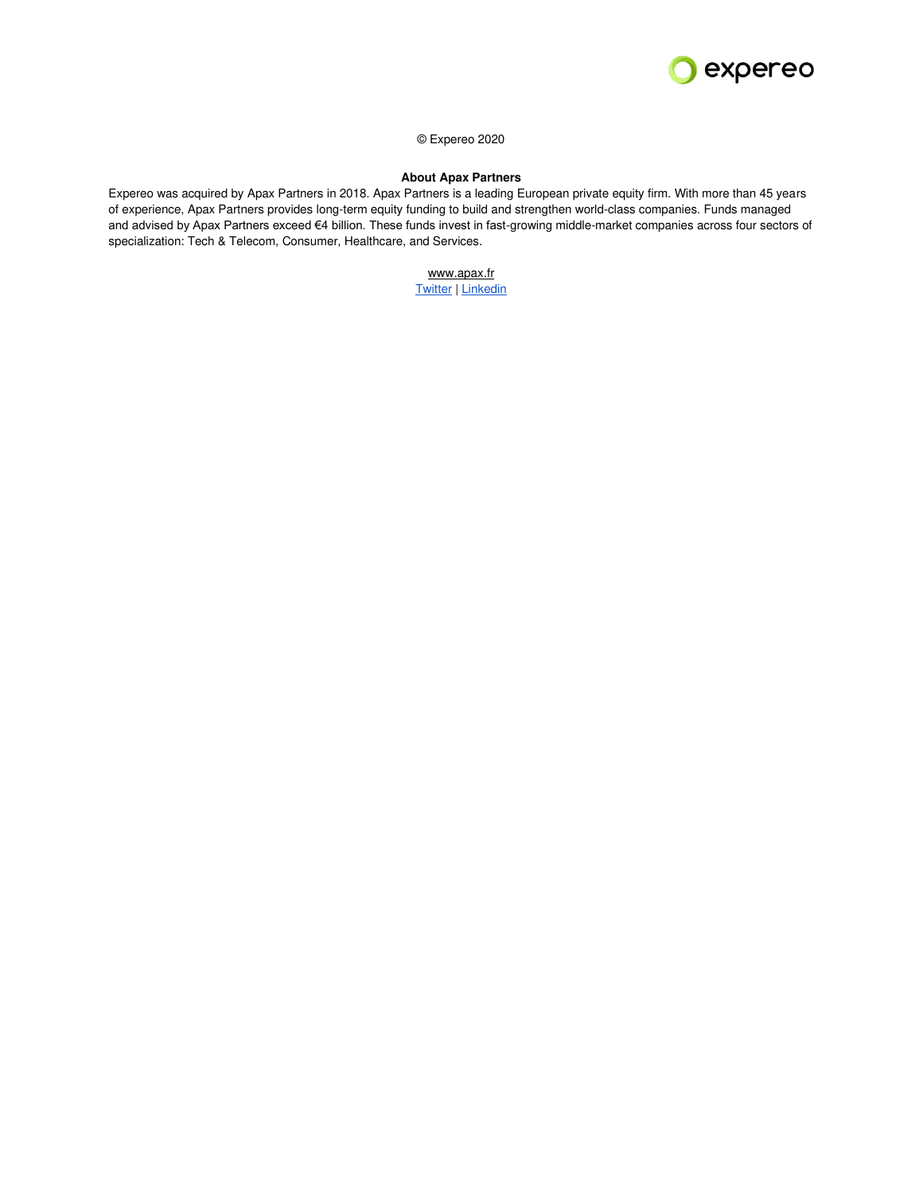© Expereo 2020

**About Apax Partners**

Expereo was acquired by Apax Partners in 2018. Apax Partners is a leading European private equity firm. With more than 45 years of experience, Apax Partners provides long-term equity funding to build and strengthen world-class companies. Funds managed and advised by Apax Partners exceed €4 billion. These funds invest in fast-growing middle-market companies across four sectors of specialization: Tech & Telecom, Consumer, Healthcare, and Services.

www.apax.fr
Twitter | Linkedin